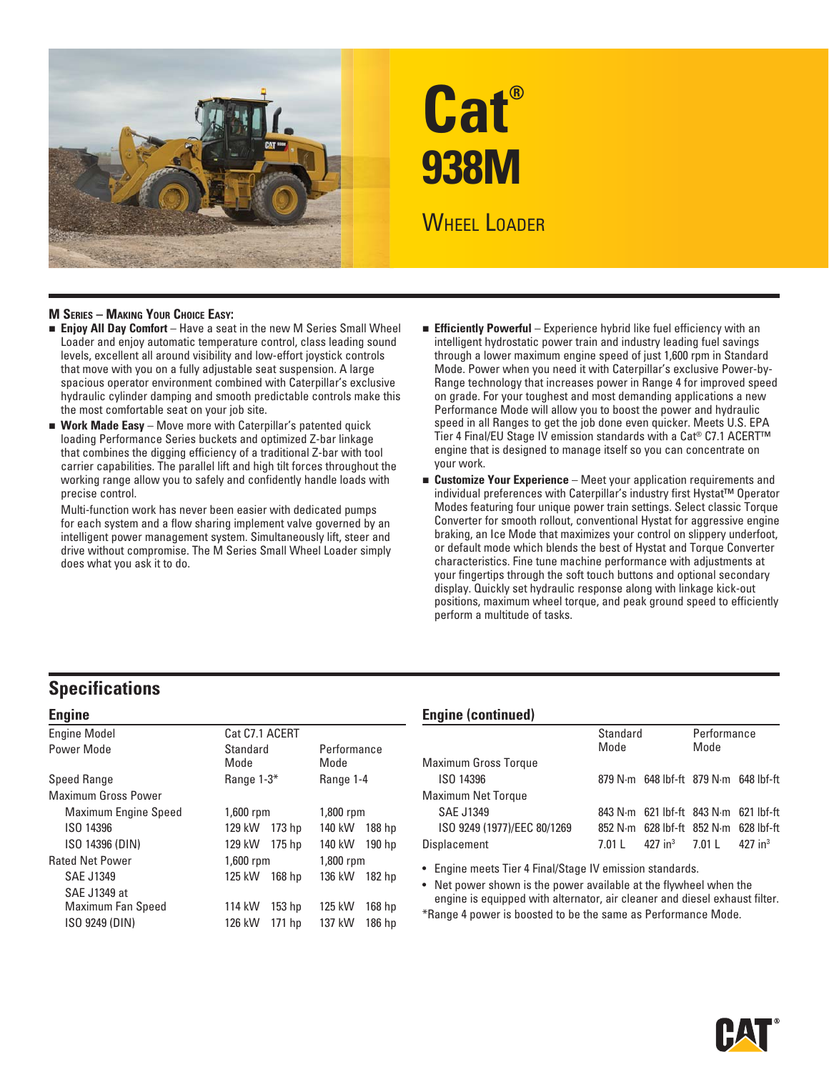# Cat® 938M

## Wheel Loader

### M Series – Making Your Choice Easy:

- **Enjoy All Day Comfort** – Have a seat in the new M Series Small Wheel Loader and enjoy automatic temperature control, class leading sound levels, excellent all around visibility and low-effort joystick controls that move with you on a fully adjustable seat suspension. A large spacious operator environment combined with Caterpillar's exclusive hydraulic cylinder damping and smooth predictable controls make this the most comfortable seat on your job site.
- **Work Made Easy** – Move more with Caterpillar's patented quick loading Performance Series buckets and optimized Z-bar linkage that combines the digging efficiency of a traditional Z-bar with tool carrier capabilities. The parallel lift and high tilt forces throughout the working range allow you to safely and confidently handle loads with precise control.

  Multi-function work has never been easier with dedicated pumps for each system and a flow sharing implement valve governed by an intelligent power management system. Simultaneously lift, steer and drive without compromise. The M Series Small Wheel Loader simply does what you ask it to do.
- **Efficiently Powerful** – Experience hybrid like fuel efficiency with an intelligent hydrostatic power train and industry leading fuel savings through a lower maximum engine speed of just 1,600 rpm in Standard Mode. Power when you need it with Caterpillar's exclusive Power-by-Range technology that increases power in Range 4 for improved speed on grade. For your toughest and most demanding applications a new Performance Mode will allow you to boost the power and hydraulic speed in all Ranges to get the job done even quicker. Meets U.S. EPA Tier 4 Final/EU Stage IV emission standards with a Cat® C7.1 ACERT™ engine that is designed to manage itself so you can concentrate on your work.
- **Customize Your Experience** – Meet your application requirements and individual preferences with Caterpillar's industry first Hystat™ Operator Modes featuring four unique power train settings. Select classic Torque Converter for smooth rollout, conventional Hystat for aggressive engine braking, an Ice Mode that maximizes your control on slippery underfoot, or default mode which blends the best of Hystat and Torque Converter characteristics. Fine tune machine performance with adjustments at your fingertips through the soft touch buttons and optional secondary display. Quickly set hydraulic response along with linkage kick-out positions, maximum wheel torque, and peak ground speed to efficiently perform a multitude of tasks.

## Specifications

### Engine

| | | | | |
|---|---|---|---|---|
| Engine Model | Cat C7.1 ACERT | | | |
| Power Mode | Standard Mode | | Performance Mode | |
| Speed Range | Range 1-3* | | Range 1-4 | |
| Maximum Gross Power | | | | |
| Maximum Engine Speed | 1,600 rpm | | 1,800 rpm | |
| ISO 14396 | 129 kW | 173 hp | 140 kW | 188 hp |
| ISO 14396 (DIN) | 129 kW | 175 hp | 140 kW | 190 hp |
| Rated Net Power | 1,600 rpm | | 1,800 rpm | |
| SAE J1349 | 125 kW | 168 hp | 136 kW | 182 hp |
| SAE J1349 at Maximum Fan Speed | 114 kW | 153 hp | 125 kW | 168 hp |
| ISO 9249 (DIN) | 126 kW | 171 hp | 137 kW | 186 hp |

### Engine (continued)

| | Standard Mode | | Performance Mode | |
|---|---|---|---|---|
| Maximum Gross Torque | | | | |
| ISO 14396 | 879 N·m | 648 lbf-ft | 879 N·m | 648 lbf-ft |
| Maximum Net Torque | | | | |
| SAE J1349 | 843 N·m | 621 lbf-ft | 843 N·m | 621 lbf-ft |
| ISO 9249 (1977)/EEC 80/1269 | 852 N·m | 628 lbf-ft | 852 N·m | 628 lbf-ft |
| Displacement | 7.01 L | 427 in³ | 7.01 L | 427 in³ |

- Engine meets Tier 4 Final/Stage IV emission standards.
- Net power shown is the power available at the flywheel when the engine is equipped with alternator, air cleaner and diesel exhaust filter.

*Range 4 power is boosted to be the same as Performance Mode.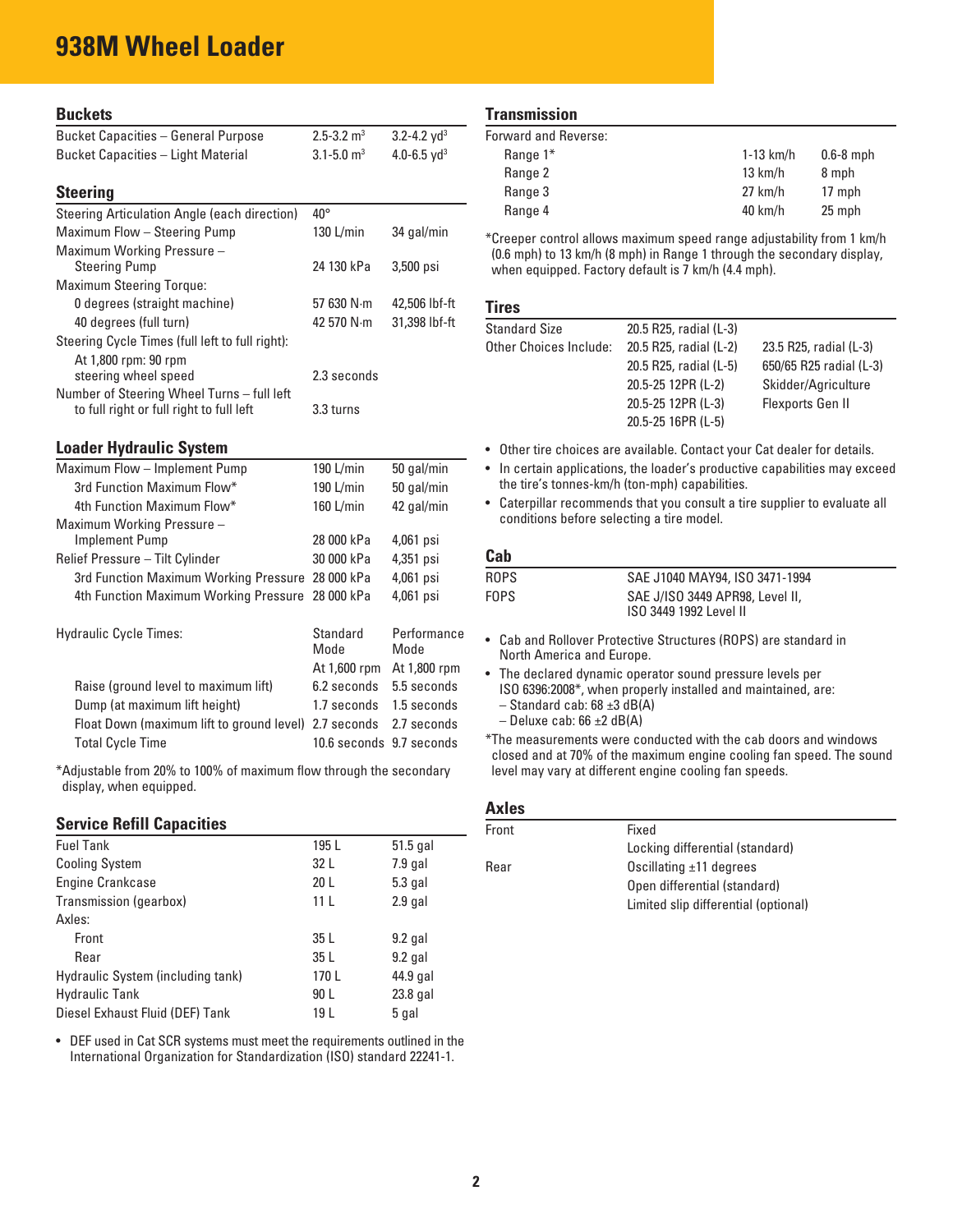# 938M Wheel Loader

## Buckets

| | | |
|---|---|---|
| Bucket Capacities – General Purpose | 2.5-3.2 $m^3$ | 3.2-4.2 $yd^3$ |
| Bucket Capacities – Light Material | 3.1-5.0 $m^3$ | 4.0-6.5 $yd^3$ |

## Steering

| | | |
|---|---|---|
| Steering Articulation Angle (each direction) | 40° | |
| Maximum Flow – Steering Pump | 130 L/min | 34 gal/min |
| Maximum Working Pressure – Steering Pump | 24 130 kPa | 3,500 psi |
| Maximum Steering Torque: | | |
| 0 degrees (straight machine) | 57 630 N·m | 42,506 lbf-ft |
| 40 degrees (full turn) | 42 570 N·m | 31,398 lbf-ft |
| Steering Cycle Times (full left to full right): | | |
| At 1,800 rpm: 90 rpm steering wheel speed | 2.3 seconds | |
| Number of Steering Wheel Turns – full left to full right or full right to full left | 3.3 turns | |

## Loader Hydraulic System

| | | |
|---|---|---|
| Maximum Flow – Implement Pump | 190 L/min | 50 gal/min |
| 3rd Function Maximum Flow* | 190 L/min | 50 gal/min |
| 4th Function Maximum Flow* | 160 L/min | 42 gal/min |
| Maximum Working Pressure – Implement Pump | 28 000 kPa | 4,061 psi |
| Relief Pressure – Tilt Cylinder | 30 000 kPa | 4,351 psi |
| 3rd Function Maximum Working Pressure | 28 000 kPa | 4,061 psi |
| 4th Function Maximum Working Pressure | 28 000 kPa | 4,061 psi |

| Hydraulic Cycle Times: | Standard Mode | Performance Mode |
|---|---|---|
| | At 1,600 rpm | At 1,800 rpm |
| Raise (ground level to maximum lift) | 6.2 seconds | 5.5 seconds |
| Dump (at maximum lift height) | 1.7 seconds | 1.5 seconds |
| Float Down (maximum lift to ground level) | 2.7 seconds | 2.7 seconds |
| Total Cycle Time | 10.6 seconds | 9.7 seconds |

*Adjustable from 20% to 100% of maximum flow through the secondary display, when equipped.

## Service Refill Capacities

| | | |
|---|---|---|
| Fuel Tank | 195 L | 51.5 gal |
| Cooling System | 32 L | 7.9 gal |
| Engine Crankcase | 20 L | 5.3 gal |
| Transmission (gearbox) | 11 L | 2.9 gal |
| Axles: | | |
| Front | 35 L | 9.2 gal |
| Rear | 35 L | 9.2 gal |
| Hydraulic System (including tank) | 170 L | 44.9 gal |
| Hydraulic Tank | 90 L | 23.8 gal |
| Diesel Exhaust Fluid (DEF) Tank | 19 L | 5 gal |

- DEF used in Cat SCR systems must meet the requirements outlined in the International Organization for Standardization (ISO) standard 22241-1.

## Transmission

| Forward and Reverse: | | |
|---|---|---|
| Range 1* | 1-13 km/h | 0.6-8 mph |
| Range 2 | 13 km/h | 8 mph |
| Range 3 | 27 km/h | 17 mph |
| Range 4 | 40 km/h | 25 mph |

*Creeper control allows maximum speed range adjustability from 1 km/h (0.6 mph) to 13 km/h (8 mph) in Range 1 through the secondary display, when equipped. Factory default is 7 km/h (4.4 mph).

## Tires

| | | |
|---|---|---|
| Standard Size | 20.5 R25, radial (L-3) | |
| Other Choices Include: | 20.5 R25, radial (L-2) | 23.5 R25, radial (L-3) |
| | 20.5 R25, radial (L-5) | 650/65 R25 radial (L-3) |
| | 20.5-25 12PR (L-2) | Skidder/Agriculture |
| | 20.5-25 12PR (L-3) | Flexports Gen II |
| | 20.5-25 16PR (L-5) | |

- Other tire choices are available. Contact your Cat dealer for details.
- In certain applications, the loader's productive capabilities may exceed the tire's tonnes-km/h (ton-mph) capabilities.
- Caterpillar recommends that you consult a tire supplier to evaluate all conditions before selecting a tire model.

## Cab

| | |
|---|---|
| ROPS | SAE J1040 MAY94, ISO 3471-1994 |
| FOPS | SAE J/ISO 3449 APR98, Level II, ISO 3449 1992 Level II |

- Cab and Rollover Protective Structures (ROPS) are standard in North America and Europe.
- The declared dynamic operator sound pressure levels per ISO 6396:2008*, when properly installed and maintained, are:
  - Standard cab: 68 ±3 dB(A)
  - Deluxe cab: 66 ±2 dB(A)

*The measurements were conducted with the cab doors and windows closed and at 70% of the maximum engine cooling fan speed. The sound level may vary at different engine cooling fan speeds.

## Axles

| | |
|---|---|
| Front | Fixed |
| | Locking differential (standard) |
| Rear | Oscillating ±11 degrees |
| | Open differential (standard) |
| | Limited slip differential (optional) |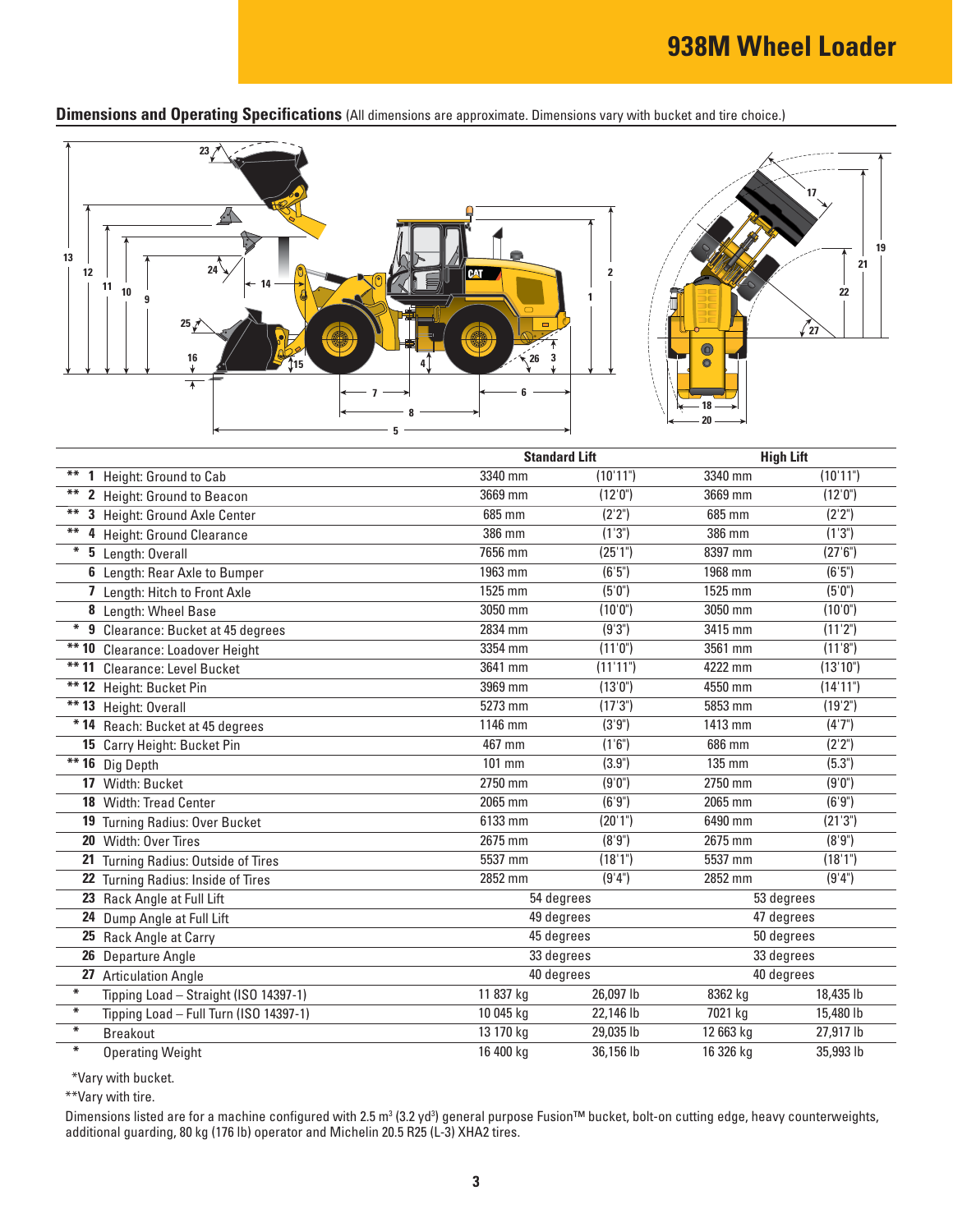# 938M Wheel Loader

## Dimensions and Operating Specifications (All dimensions are approximate. Dimensions vary with bucket and tire choice.)

| | | Standard Lift | | High Lift | |
|---|---|---|---|---|---|
| ** | 1 Height: Ground to Cab | 3340 mm | (10'11") | 3340 mm | (10'11") |
| ** | 2 Height: Ground to Beacon | 3669 mm | (12'0") | 3669 mm | (12'0") |
| ** | 3 Height: Ground Axle Center | 685 mm | (2'2") | 685 mm | (2'2") |
| ** | 4 Height: Ground Clearance | 386 mm | (1'3") | 386 mm | (1'3") |
| * | 5 Length: Overall | 7656 mm | (25'1") | 8397 mm | (27'6") |
| | 6 Length: Rear Axle to Bumper | 1963 mm | (6'5") | 1968 mm | (6'5") |
| | 7 Length: Hitch to Front Axle | 1525 mm | (5'0") | 1525 mm | (5'0") |
| | 8 Length: Wheel Base | 3050 mm | (10'0") | 3050 mm | (10'0") |
| * | 9 Clearance: Bucket at 45 degrees | 2834 mm | (9'3") | 3415 mm | (11'2") |
| ** | 10 Clearance: Loadover Height | 3354 mm | (11'0") | 3561 mm | (11'8") |
| ** | 11 Clearance: Level Bucket | 3641 mm | (11'11") | 4222 mm | (13'10") |
| ** | 12 Height: Bucket Pin | 3969 mm | (13'0") | 4550 mm | (14'11") |
| ** | 13 Height: Overall | 5273 mm | (17'3") | 5853 mm | (19'2") |
| * | 14 Reach: Bucket at 45 degrees | 1146 mm | (3'9") | 1413 mm | (4'7") |
| | 15 Carry Height: Bucket Pin | 467 mm | (1'6") | 686 mm | (2'2") |
| ** | 16 Dig Depth | 101 mm | (3.9") | 135 mm | (5.3") |
| | 17 Width: Bucket | 2750 mm | (9'0") | 2750 mm | (9'0") |
| | 18 Width: Tread Center | 2065 mm | (6'9") | 2065 mm | (6'9") |
| | 19 Turning Radius: Over Bucket | 6133 mm | (20'1") | 6490 mm | (21'3") |
| | 20 Width: Over Tires | 2675 mm | (8'9") | 2675 mm | (8'9") |
| | 21 Turning Radius: Outside of Tires | 5537 mm | (18'1") | 5537 mm | (18'1") |
| | 22 Turning Radius: Inside of Tires | 2852 mm | (9'4") | 2852 mm | (9'4") |
| | 23 Rack Angle at Full Lift | 54 degrees | | 53 degrees | |
| | 24 Dump Angle at Full Lift | 49 degrees | | 47 degrees | |
| | 25 Rack Angle at Carry | 45 degrees | | 50 degrees | |
| | 26 Departure Angle | 33 degrees | | 33 degrees | |
| | 27 Articulation Angle | 40 degrees | | 40 degrees | |
| * | Tipping Load – Straight (ISO 14397-1) | 11 837 kg | 26,097 lb | 8362 kg | 18,435 lb |
| * | Tipping Load – Full Turn (ISO 14397-1) | 10 045 kg | 22,146 lb | 7021 kg | 15,480 lb |
| * | Breakout | 13 170 kg | 29,035 lb | 12 663 kg | 27,917 lb |
| * | Operating Weight | 16 400 kg | 36,156 lb | 16 326 kg | 35,993 lb |

*Vary with bucket.

**Vary with tire.

Dimensions listed are for a machine configured with 2.5 $m^3$ (3.2 $yd^3$) general purpose Fusion™ bucket, bolt-on cutting edge, heavy counterweights, additional guarding, 80 kg (176 lb) operator and Michelin 20.5 R25 (L-3) XHA2 tires.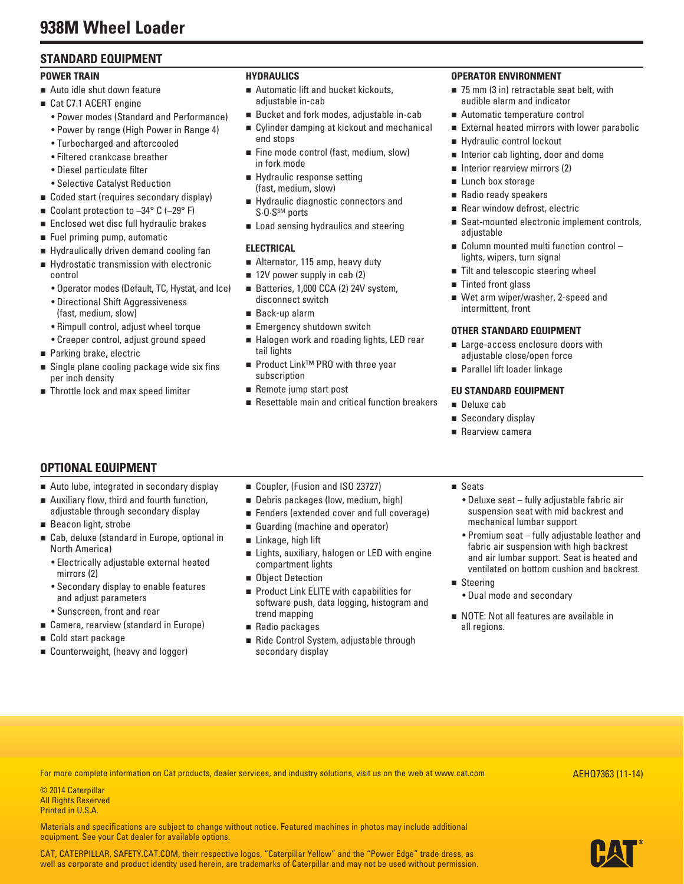# 938M Wheel Loader

## STANDARD EQUIPMENT

### POWER TRAIN

- Auto idle shut down feature
- Cat C7.1 ACERT engine
  - Power modes (Standard and Performance)
  - Power by range (High Power in Range 4)
  - Turbocharged and aftercooled
  - Filtered crankcase breather
  - Diesel particulate filter
  - Selective Catalyst Reduction
- Coded start (requires secondary display)
- Coolant protection to –34° C (–29° F)
- Enclosed wet disc full hydraulic brakes
- Fuel priming pump, automatic
- Hydraulically driven demand cooling fan
- Hydrostatic transmission with electronic control
  - Operator modes (Default, TC, Hystat, and Ice)
  - Directional Shift Aggressiveness (fast, medium, slow)
  - Rimpull control, adjust wheel torque
  - Creeper control, adjust ground speed
- Parking brake, electric
- Single plane cooling package wide six fins per inch density
- Throttle lock and max speed limiter

### HYDRAULICS

- Automatic lift and bucket kickouts, adjustable in-cab
- Bucket and fork modes, adjustable in-cab
- Cylinder damping at kickout and mechanical end stops
- Fine mode control (fast, medium, slow) in fork mode
- Hydraulic response setting (fast, medium, slow)
- Hydraulic diagnostic connectors and S·O·S℠ ports
- Load sensing hydraulics and steering

### ELECTRICAL

- Alternator, 115 amp, heavy duty
- 12V power supply in cab (2)
- Batteries, 1,000 CCA (2) 24V system, disconnect switch
- Back-up alarm
- Emergency shutdown switch
- Halogen work and roading lights, LED rear tail lights
- Product Link™ PRO with three year subscription
- Remote jump start post
- Resettable main and critical function breakers

### OPERATOR ENVIRONMENT

- 75 mm (3 in) retractable seat belt, with audible alarm and indicator
- Automatic temperature control
- External heated mirrors with lower parabolic
- Hydraulic control lockout
- Interior cab lighting, door and dome
- Interior rearview mirrors (2)
- Lunch box storage
- Radio ready speakers
- Rear window defrost, electric
- Seat-mounted electronic implement controls, adjustable
- Column mounted multi function control – lights, wipers, turn signal
- Tilt and telescopic steering wheel
- Tinted front glass
- Wet arm wiper/washer, 2-speed and intermittent, front

### OTHER STANDARD EQUIPMENT

- Large-access enclosure doors with adjustable close/open force
- Parallel lift loader linkage

### EU STANDARD EQUIPMENT

- Deluxe cab
- Secondary display
- Rearview camera

## OPTIONAL EQUIPMENT

- Auto lube, integrated in secondary display
- Auxiliary flow, third and fourth function, adjustable through secondary display
- Beacon light, strobe
- Cab, deluxe (standard in Europe, optional in North America)
  - Electrically adjustable external heated mirrors (2)
  - Secondary display to enable features and adjust parameters
  - Sunscreen, front and rear
- Camera, rearview (standard in Europe)
- Cold start package
- Counterweight, (heavy and logger)
- Coupler, (Fusion and ISO 23727)
- Debris packages (low, medium, high)
- Fenders (extended cover and full coverage)
- Guarding (machine and operator)
- Linkage, high lift
- Lights, auxiliary, halogen or LED with engine compartment lights
- Object Detection
- Product Link ELITE with capabilities for software push, data logging, histogram and trend mapping
- Radio packages
- Ride Control System, adjustable through secondary display
- Seats
  - Deluxe seat – fully adjustable fabric air suspension seat with mid backrest and mechanical lumbar support
  - Premium seat – fully adjustable leather and fabric air suspension with high backrest and air lumbar support. Seat is heated and ventilated on bottom cushion and backrest.
- Steering
  - Dual mode and secondary
- NOTE: Not all features are available in all regions.

For more complete information on Cat products, dealer services, and industry solutions, visit us on the web at www.cat.com

AEHQ7363 (11-14)

© 2014 Caterpillar
All Rights Reserved
Printed in U.S.A.

Materials and specifications are subject to change without notice. Featured machines in photos may include additional equipment. See your Cat dealer for available options.

CAT, CATERPILLAR, SAFETY.CAT.COM, their respective logos, "Caterpillar Yellow" and the "Power Edge" trade dress, as well as corporate and product identity used herein, are trademarks of Caterpillar and may not be used without permission.